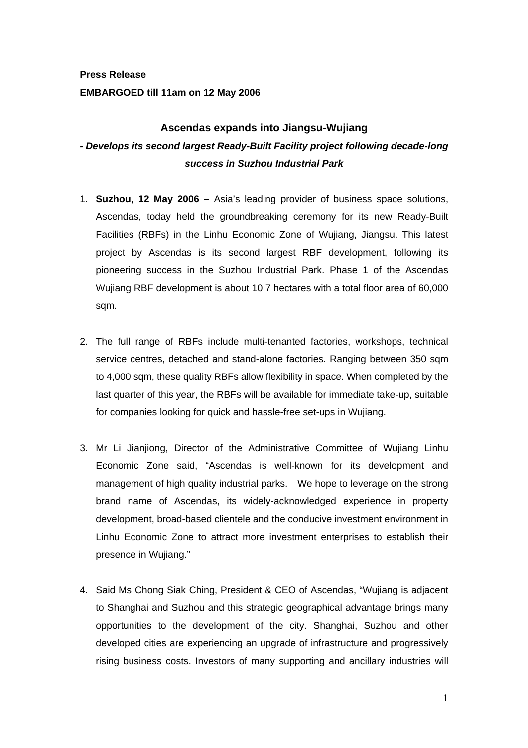**Press Release**

**EMBARGOED till 11am on 12 May 2006**

## Ascendas expands into Jiangsu-Wujiang

***- Develops its second largest Ready-Built Facility project following decade-long success in Suzhou Industrial Park***

1. **Suzhou, 12 May 2006 –** Asia's leading provider of business space solutions, Ascendas, today held the groundbreaking ceremony for its new Ready-Built Facilities (RBFs) in the Linhu Economic Zone of Wujiang, Jiangsu. This latest project by Ascendas is its second largest RBF development, following its pioneering success in the Suzhou Industrial Park. Phase 1 of the Ascendas Wujiang RBF development is about 10.7 hectares with a total floor area of 60,000 sqm.

2. The full range of RBFs include multi-tenanted factories, workshops, technical service centres, detached and stand-alone factories. Ranging between 350 sqm to 4,000 sqm, these quality RBFs allow flexibility in space. When completed by the last quarter of this year, the RBFs will be available for immediate take-up, suitable for companies looking for quick and hassle-free set-ups in Wujiang.

3. Mr Li Jianjiong, Director of the Administrative Committee of Wujiang Linhu Economic Zone said, "Ascendas is well-known for its development and management of high quality industrial parks. We hope to leverage on the strong brand name of Ascendas, its widely-acknowledged experience in property development, broad-based clientele and the conducive investment environment in Linhu Economic Zone to attract more investment enterprises to establish their presence in Wujiang."

4. Said Ms Chong Siak Ching, President & CEO of Ascendas, "Wujiang is adjacent to Shanghai and Suzhou and this strategic geographical advantage brings many opportunities to the development of the city. Shanghai, Suzhou and other developed cities are experiencing an upgrade of infrastructure and progressively rising business costs. Investors of many supporting and ancillary industries will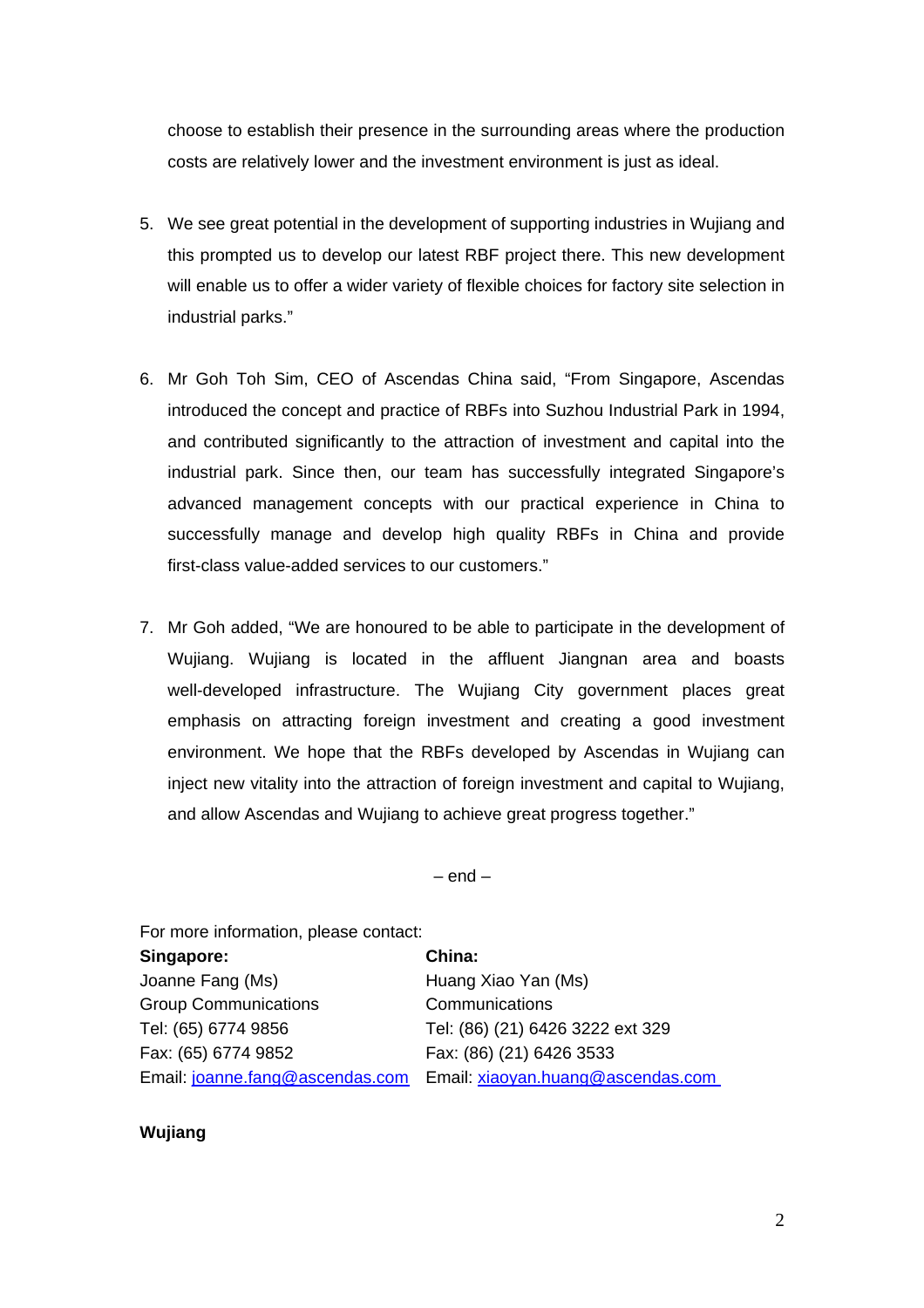choose to establish their presence in the surrounding areas where the production costs are relatively lower and the investment environment is just as ideal.

5. We see great potential in the development of supporting industries in Wujiang and this prompted us to develop our latest RBF project there. This new development will enable us to offer a wider variety of flexible choices for factory site selection in industrial parks."

6. Mr Goh Toh Sim, CEO of Ascendas China said, "From Singapore, Ascendas introduced the concept and practice of RBFs into Suzhou Industrial Park in 1994, and contributed significantly to the attraction of investment and capital into the industrial park. Since then, our team has successfully integrated Singapore's advanced management concepts with our practical experience in China to successfully manage and develop high quality RBFs in China and provide first-class value-added services to our customers."

7. Mr Goh added, "We are honoured to be able to participate in the development of Wujiang. Wujiang is located in the affluent Jiangnan area and boasts well-developed infrastructure. The Wujiang City government places great emphasis on attracting foreign investment and creating a good investment environment. We hope that the RBFs developed by Ascendas in Wujiang can inject new vitality into the attraction of foreign investment and capital to Wujiang, and allow Ascendas and Wujiang to achieve great progress together."

– end –

For more information, please contact:

| **Singapore:** | **China:** |
| --- | --- |
| Joanne Fang (Ms) | Huang Xiao Yan (Ms) |
| Group Communications | Communications |
| Tel: (65) 6774 9856 | Tel: (86) (21) 6426 3222 ext 329 |
| Fax: (65) 6774 9852 | Fax: (86) (21) 6426 3533 |
| Email: joanne.fang@ascendas.com | Email: xiaoyan.huang@ascendas.com |

**Wujiang**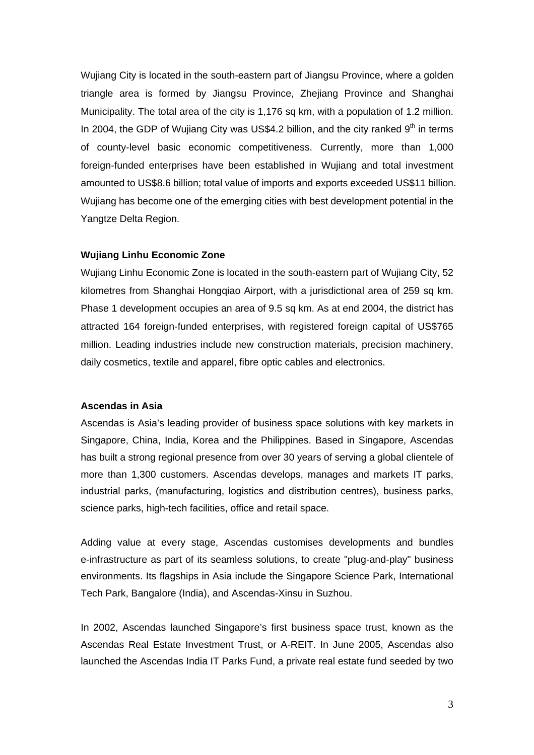Wujiang City is located in the south-eastern part of Jiangsu Province, where a golden triangle area is formed by Jiangsu Province, Zhejiang Province and Shanghai Municipality. The total area of the city is 1,176 sq km, with a population of 1.2 million. In 2004, the GDP of Wujiang City was US$4.2 billion, and the city ranked 9th in terms of county-level basic economic competitiveness. Currently, more than 1,000 foreign-funded enterprises have been established in Wujiang and total investment amounted to US$8.6 billion; total value of imports and exports exceeded US$11 billion. Wujiang has become one of the emerging cities with best development potential in the Yangtze Delta Region.

**Wujiang Linhu Economic Zone**

Wujiang Linhu Economic Zone is located in the south-eastern part of Wujiang City, 52 kilometres from Shanghai Hongqiao Airport, with a jurisdictional area of 259 sq km. Phase 1 development occupies an area of 9.5 sq km. As at end 2004, the district has attracted 164 foreign-funded enterprises, with registered foreign capital of US$765 million. Leading industries include new construction materials, precision machinery, daily cosmetics, textile and apparel, fibre optic cables and electronics.

**Ascendas in Asia**

Ascendas is Asia's leading provider of business space solutions with key markets in Singapore, China, India, Korea and the Philippines. Based in Singapore, Ascendas has built a strong regional presence from over 30 years of serving a global clientele of more than 1,300 customers. Ascendas develops, manages and markets IT parks, industrial parks, (manufacturing, logistics and distribution centres), business parks, science parks, high-tech facilities, office and retail space.

Adding value at every stage, Ascendas customises developments and bundles e-infrastructure as part of its seamless solutions, to create "plug-and-play" business environments. Its flagships in Asia include the Singapore Science Park, International Tech Park, Bangalore (India), and Ascendas-Xinsu in Suzhou.

In 2002, Ascendas launched Singapore's first business space trust, known as the Ascendas Real Estate Investment Trust, or A-REIT. In June 2005, Ascendas also launched the Ascendas India IT Parks Fund, a private real estate fund seeded by two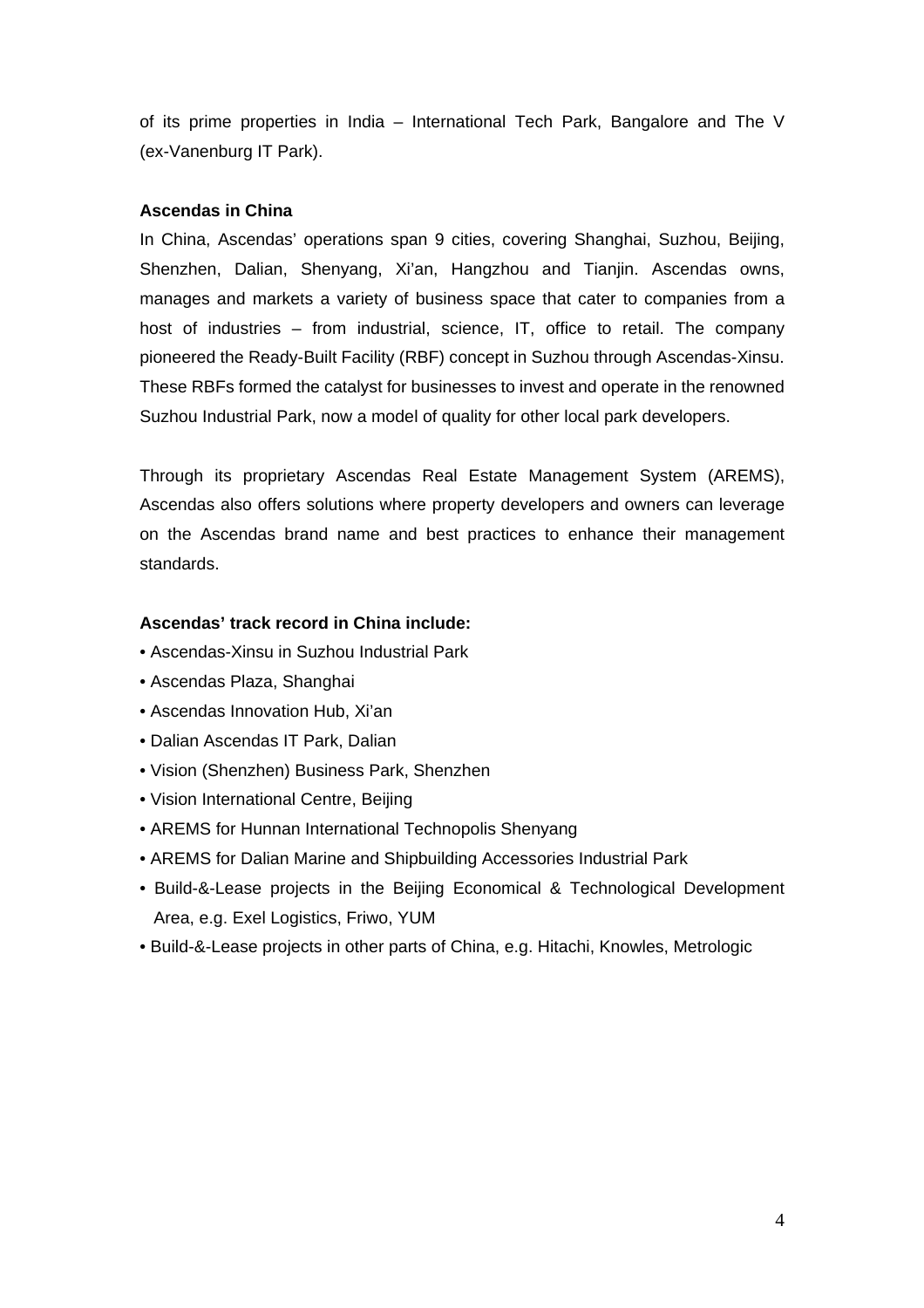of its prime properties in India – International Tech Park, Bangalore and The V (ex-Vanenburg IT Park).

**Ascendas in China**

In China, Ascendas' operations span 9 cities, covering Shanghai, Suzhou, Beijing, Shenzhen, Dalian, Shenyang, Xi'an, Hangzhou and Tianjin. Ascendas owns, manages and markets a variety of business space that cater to companies from a host of industries – from industrial, science, IT, office to retail. The company pioneered the Ready-Built Facility (RBF) concept in Suzhou through Ascendas-Xinsu. These RBFs formed the catalyst for businesses to invest and operate in the renowned Suzhou Industrial Park, now a model of quality for other local park developers.

Through its proprietary Ascendas Real Estate Management System (AREMS), Ascendas also offers solutions where property developers and owners can leverage on the Ascendas brand name and best practices to enhance their management standards.

**Ascendas' track record in China include:**

- Ascendas-Xinsu in Suzhou Industrial Park
- Ascendas Plaza, Shanghai
- Ascendas Innovation Hub, Xi'an
- Dalian Ascendas IT Park, Dalian
- Vision (Shenzhen) Business Park, Shenzhen
- Vision International Centre, Beijing
- AREMS for Hunnan International Technopolis Shenyang
- AREMS for Dalian Marine and Shipbuilding Accessories Industrial Park
- Build-&-Lease projects in the Beijing Economical & Technological Development Area, e.g. Exel Logistics, Friwo, YUM
- Build-&-Lease projects in other parts of China, e.g. Hitachi, Knowles, Metrologic